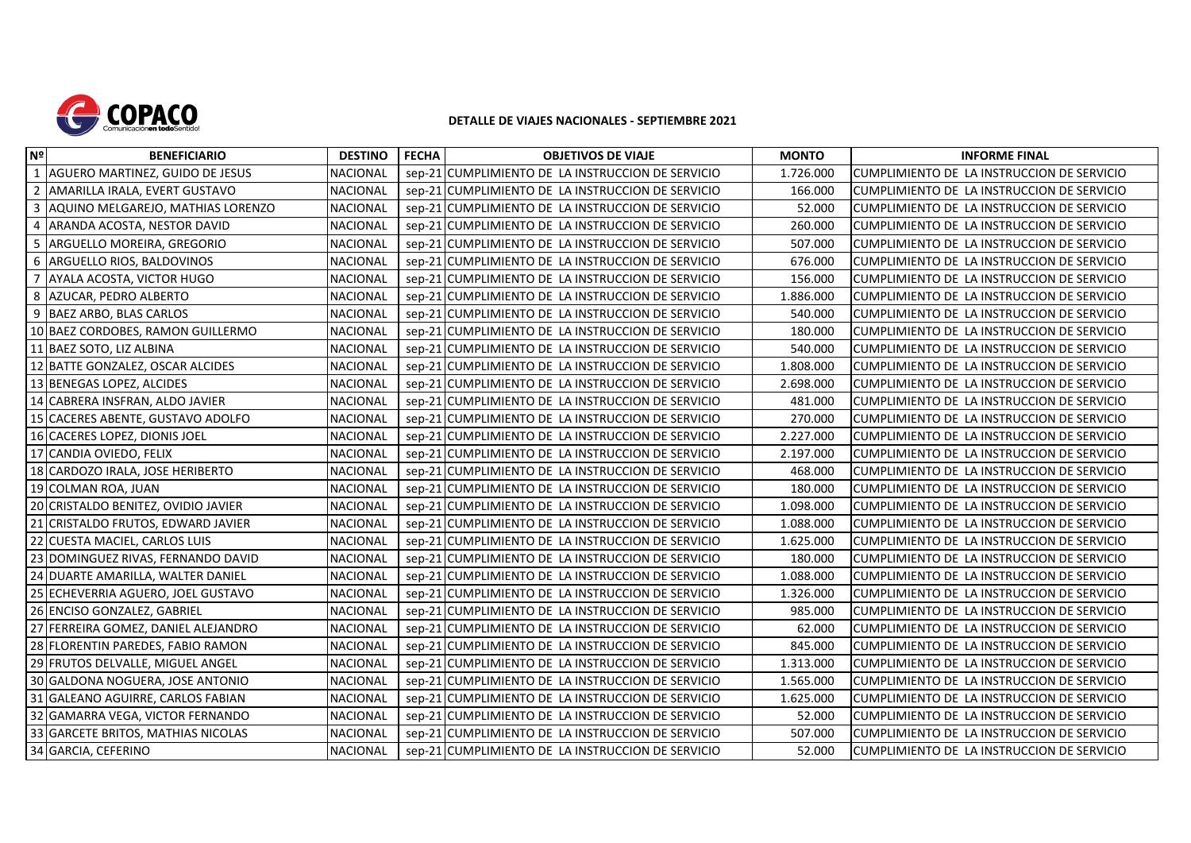COPACO Comunicación en todo Sentido!

# DETALLE DE VIAJES NACIONALES - SEPTIEMBRE 2021

| Nº | BENEFICIARIO | DESTINO | FECHA | OBJETIVOS DE VIAJE | MONTO | INFORME FINAL |
|---|---|---|---|---|---|---|
| 1 | AGUERO MARTINEZ, GUIDO DE JESUS | NACIONAL | sep-21 | CUMPLIMIENTO DE LA INSTRUCCION DE SERVICIO | 1.726.000 | CUMPLIMIENTO DE LA INSTRUCCION DE SERVICIO |
| 2 | AMARILLA IRALA, EVERT GUSTAVO | NACIONAL | sep-21 | CUMPLIMIENTO DE LA INSTRUCCION DE SERVICIO | 166.000 | CUMPLIMIENTO DE LA INSTRUCCION DE SERVICIO |
| 3 | AQUINO MELGAREJO, MATHIAS LORENZO | NACIONAL | sep-21 | CUMPLIMIENTO DE LA INSTRUCCION DE SERVICIO | 52.000 | CUMPLIMIENTO DE LA INSTRUCCION DE SERVICIO |
| 4 | ARANDA ACOSTA, NESTOR DAVID | NACIONAL | sep-21 | CUMPLIMIENTO DE LA INSTRUCCION DE SERVICIO | 260.000 | CUMPLIMIENTO DE LA INSTRUCCION DE SERVICIO |
| 5 | ARGUELLO MOREIRA, GREGORIO | NACIONAL | sep-21 | CUMPLIMIENTO DE LA INSTRUCCION DE SERVICIO | 507.000 | CUMPLIMIENTO DE LA INSTRUCCION DE SERVICIO |
| 6 | ARGUELLO RIOS, BALDOVINOS | NACIONAL | sep-21 | CUMPLIMIENTO DE LA INSTRUCCION DE SERVICIO | 676.000 | CUMPLIMIENTO DE LA INSTRUCCION DE SERVICIO |
| 7 | AYALA ACOSTA, VICTOR HUGO | NACIONAL | sep-21 | CUMPLIMIENTO DE LA INSTRUCCION DE SERVICIO | 156.000 | CUMPLIMIENTO DE LA INSTRUCCION DE SERVICIO |
| 8 | AZUCAR, PEDRO ALBERTO | NACIONAL | sep-21 | CUMPLIMIENTO DE LA INSTRUCCION DE SERVICIO | 1.886.000 | CUMPLIMIENTO DE LA INSTRUCCION DE SERVICIO |
| 9 | BAEZ ARBO, BLAS CARLOS | NACIONAL | sep-21 | CUMPLIMIENTO DE LA INSTRUCCION DE SERVICIO | 540.000 | CUMPLIMIENTO DE LA INSTRUCCION DE SERVICIO |
| 10 | BAEZ CORDOBES, RAMON GUILLERMO | NACIONAL | sep-21 | CUMPLIMIENTO DE LA INSTRUCCION DE SERVICIO | 180.000 | CUMPLIMIENTO DE LA INSTRUCCION DE SERVICIO |
| 11 | BAEZ SOTO, LIZ ALBINA | NACIONAL | sep-21 | CUMPLIMIENTO DE LA INSTRUCCION DE SERVICIO | 540.000 | CUMPLIMIENTO DE LA INSTRUCCION DE SERVICIO |
| 12 | BATTE GONZALEZ, OSCAR ALCIDES | NACIONAL | sep-21 | CUMPLIMIENTO DE LA INSTRUCCION DE SERVICIO | 1.808.000 | CUMPLIMIENTO DE LA INSTRUCCION DE SERVICIO |
| 13 | BENEGAS LOPEZ, ALCIDES | NACIONAL | sep-21 | CUMPLIMIENTO DE LA INSTRUCCION DE SERVICIO | 2.698.000 | CUMPLIMIENTO DE LA INSTRUCCION DE SERVICIO |
| 14 | CABRERA INSFRAN, ALDO JAVIER | NACIONAL | sep-21 | CUMPLIMIENTO DE LA INSTRUCCION DE SERVICIO | 481.000 | CUMPLIMIENTO DE LA INSTRUCCION DE SERVICIO |
| 15 | CACERES ABENTE, GUSTAVO ADOLFO | NACIONAL | sep-21 | CUMPLIMIENTO DE LA INSTRUCCION DE SERVICIO | 270.000 | CUMPLIMIENTO DE LA INSTRUCCION DE SERVICIO |
| 16 | CACERES LOPEZ, DIONIS JOEL | NACIONAL | sep-21 | CUMPLIMIENTO DE LA INSTRUCCION DE SERVICIO | 2.227.000 | CUMPLIMIENTO DE LA INSTRUCCION DE SERVICIO |
| 17 | CANDIA OVIEDO, FELIX | NACIONAL | sep-21 | CUMPLIMIENTO DE LA INSTRUCCION DE SERVICIO | 2.197.000 | CUMPLIMIENTO DE LA INSTRUCCION DE SERVICIO |
| 18 | CARDOZO IRALA, JOSE HERIBERTO | NACIONAL | sep-21 | CUMPLIMIENTO DE LA INSTRUCCION DE SERVICIO | 468.000 | CUMPLIMIENTO DE LA INSTRUCCION DE SERVICIO |
| 19 | COLMAN ROA, JUAN | NACIONAL | sep-21 | CUMPLIMIENTO DE LA INSTRUCCION DE SERVICIO | 180.000 | CUMPLIMIENTO DE LA INSTRUCCION DE SERVICIO |
| 20 | CRISTALDO BENITEZ, OVIDIO JAVIER | NACIONAL | sep-21 | CUMPLIMIENTO DE LA INSTRUCCION DE SERVICIO | 1.098.000 | CUMPLIMIENTO DE LA INSTRUCCION DE SERVICIO |
| 21 | CRISTALDO FRUTOS, EDWARD JAVIER | NACIONAL | sep-21 | CUMPLIMIENTO DE LA INSTRUCCION DE SERVICIO | 1.088.000 | CUMPLIMIENTO DE LA INSTRUCCION DE SERVICIO |
| 22 | CUESTA MACIEL, CARLOS LUIS | NACIONAL | sep-21 | CUMPLIMIENTO DE LA INSTRUCCION DE SERVICIO | 1.625.000 | CUMPLIMIENTO DE LA INSTRUCCION DE SERVICIO |
| 23 | DOMINGUEZ RIVAS, FERNANDO DAVID | NACIONAL | sep-21 | CUMPLIMIENTO DE LA INSTRUCCION DE SERVICIO | 180.000 | CUMPLIMIENTO DE LA INSTRUCCION DE SERVICIO |
| 24 | DUARTE AMARILLA, WALTER DANIEL | NACIONAL | sep-21 | CUMPLIMIENTO DE LA INSTRUCCION DE SERVICIO | 1.088.000 | CUMPLIMIENTO DE LA INSTRUCCION DE SERVICIO |
| 25 | ECHEVERRIA AGUERO, JOEL GUSTAVO | NACIONAL | sep-21 | CUMPLIMIENTO DE LA INSTRUCCION DE SERVICIO | 1.326.000 | CUMPLIMIENTO DE LA INSTRUCCION DE SERVICIO |
| 26 | ENCISO GONZALEZ, GABRIEL | NACIONAL | sep-21 | CUMPLIMIENTO DE LA INSTRUCCION DE SERVICIO | 985.000 | CUMPLIMIENTO DE LA INSTRUCCION DE SERVICIO |
| 27 | FERREIRA GOMEZ, DANIEL ALEJANDRO | NACIONAL | sep-21 | CUMPLIMIENTO DE LA INSTRUCCION DE SERVICIO | 62.000 | CUMPLIMIENTO DE LA INSTRUCCION DE SERVICIO |
| 28 | FLORENTIN PAREDES, FABIO RAMON | NACIONAL | sep-21 | CUMPLIMIENTO DE LA INSTRUCCION DE SERVICIO | 845.000 | CUMPLIMIENTO DE LA INSTRUCCION DE SERVICIO |
| 29 | FRUTOS DELVALLE, MIGUEL ANGEL | NACIONAL | sep-21 | CUMPLIMIENTO DE LA INSTRUCCION DE SERVICIO | 1.313.000 | CUMPLIMIENTO DE LA INSTRUCCION DE SERVICIO |
| 30 | GALDONA NOGUERA, JOSE ANTONIO | NACIONAL | sep-21 | CUMPLIMIENTO DE LA INSTRUCCION DE SERVICIO | 1.565.000 | CUMPLIMIENTO DE LA INSTRUCCION DE SERVICIO |
| 31 | GALEANO AGUIRRE, CARLOS FABIAN | NACIONAL | sep-21 | CUMPLIMIENTO DE LA INSTRUCCION DE SERVICIO | 1.625.000 | CUMPLIMIENTO DE LA INSTRUCCION DE SERVICIO |
| 32 | GAMARRA VEGA, VICTOR FERNANDO | NACIONAL | sep-21 | CUMPLIMIENTO DE LA INSTRUCCION DE SERVICIO | 52.000 | CUMPLIMIENTO DE LA INSTRUCCION DE SERVICIO |
| 33 | GARCETE BRITOS, MATHIAS NICOLAS | NACIONAL | sep-21 | CUMPLIMIENTO DE LA INSTRUCCION DE SERVICIO | 507.000 | CUMPLIMIENTO DE LA INSTRUCCION DE SERVICIO |
| 34 | GARCIA, CEFERINO | NACIONAL | sep-21 | CUMPLIMIENTO DE LA INSTRUCCION DE SERVICIO | 52.000 | CUMPLIMIENTO DE LA INSTRUCCION DE SERVICIO |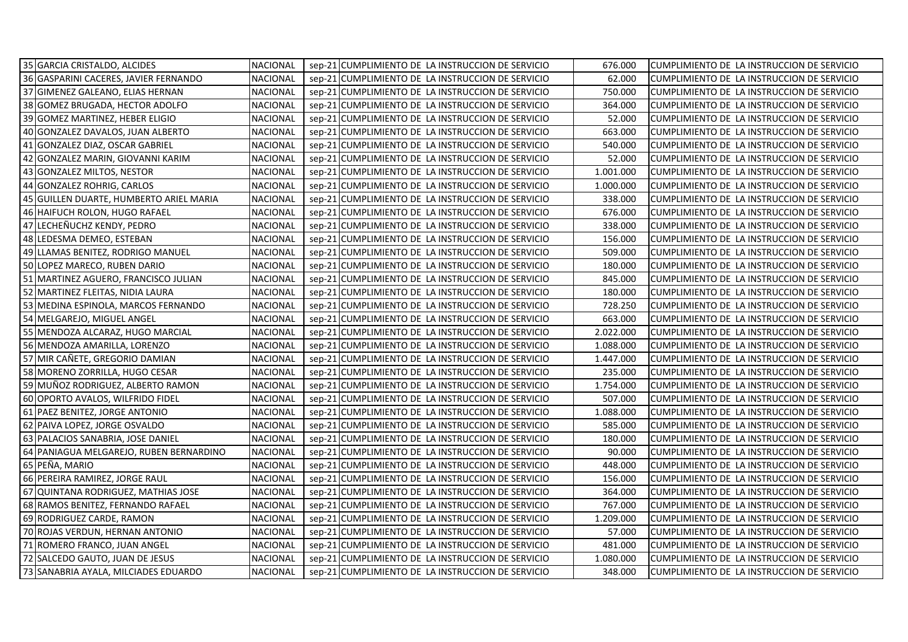| 35 | GARCIA CRISTALDO, ALCIDES | NACIONAL | sep-21 | CUMPLIMIENTO DE LA INSTRUCCION DE SERVICIO | 676.000 | CUMPLIMIENTO DE LA INSTRUCCION DE SERVICIO |
|---|---|---|---|---|---|---|
| 36 | GASPARINI CACERES, JAVIER FERNANDO | NACIONAL | sep-21 | CUMPLIMIENTO DE LA INSTRUCCION DE SERVICIO | 62.000 | CUMPLIMIENTO DE LA INSTRUCCION DE SERVICIO |
| 37 | GIMENEZ GALEANO, ELIAS HERNAN | NACIONAL | sep-21 | CUMPLIMIENTO DE LA INSTRUCCION DE SERVICIO | 750.000 | CUMPLIMIENTO DE LA INSTRUCCION DE SERVICIO |
| 38 | GOMEZ BRUGADA, HECTOR ADOLFO | NACIONAL | sep-21 | CUMPLIMIENTO DE LA INSTRUCCION DE SERVICIO | 364.000 | CUMPLIMIENTO DE LA INSTRUCCION DE SERVICIO |
| 39 | GOMEZ MARTINEZ, HEBER ELIGIO | NACIONAL | sep-21 | CUMPLIMIENTO DE LA INSTRUCCION DE SERVICIO | 52.000 | CUMPLIMIENTO DE LA INSTRUCCION DE SERVICIO |
| 40 | GONZALEZ DAVALOS, JUAN ALBERTO | NACIONAL | sep-21 | CUMPLIMIENTO DE LA INSTRUCCION DE SERVICIO | 663.000 | CUMPLIMIENTO DE LA INSTRUCCION DE SERVICIO |
| 41 | GONZALEZ DIAZ, OSCAR GABRIEL | NACIONAL | sep-21 | CUMPLIMIENTO DE LA INSTRUCCION DE SERVICIO | 540.000 | CUMPLIMIENTO DE LA INSTRUCCION DE SERVICIO |
| 42 | GONZALEZ MARIN, GIOVANNI KARIM | NACIONAL | sep-21 | CUMPLIMIENTO DE LA INSTRUCCION DE SERVICIO | 52.000 | CUMPLIMIENTO DE LA INSTRUCCION DE SERVICIO |
| 43 | GONZALEZ MILTOS, NESTOR | NACIONAL | sep-21 | CUMPLIMIENTO DE LA INSTRUCCION DE SERVICIO | 1.001.000 | CUMPLIMIENTO DE LA INSTRUCCION DE SERVICIO |
| 44 | GONZALEZ ROHRIG, CARLOS | NACIONAL | sep-21 | CUMPLIMIENTO DE LA INSTRUCCION DE SERVICIO | 1.000.000 | CUMPLIMIENTO DE LA INSTRUCCION DE SERVICIO |
| 45 | GUILLEN DUARTE, HUMBERTO ARIEL MARIA | NACIONAL | sep-21 | CUMPLIMIENTO DE LA INSTRUCCION DE SERVICIO | 338.000 | CUMPLIMIENTO DE LA INSTRUCCION DE SERVICIO |
| 46 | HAIFUCH ROLON, HUGO RAFAEL | NACIONAL | sep-21 | CUMPLIMIENTO DE LA INSTRUCCION DE SERVICIO | 676.000 | CUMPLIMIENTO DE LA INSTRUCCION DE SERVICIO |
| 47 | LECHEÑUCHZ KENDY, PEDRO | NACIONAL | sep-21 | CUMPLIMIENTO DE LA INSTRUCCION DE SERVICIO | 338.000 | CUMPLIMIENTO DE LA INSTRUCCION DE SERVICIO |
| 48 | LEDESMA DEMEO, ESTEBAN | NACIONAL | sep-21 | CUMPLIMIENTO DE LA INSTRUCCION DE SERVICIO | 156.000 | CUMPLIMIENTO DE LA INSTRUCCION DE SERVICIO |
| 49 | LLAMAS BENITEZ, RODRIGO MANUEL | NACIONAL | sep-21 | CUMPLIMIENTO DE LA INSTRUCCION DE SERVICIO | 509.000 | CUMPLIMIENTO DE LA INSTRUCCION DE SERVICIO |
| 50 | LOPEZ MARECO, RUBEN DARIO | NACIONAL | sep-21 | CUMPLIMIENTO DE LA INSTRUCCION DE SERVICIO | 180.000 | CUMPLIMIENTO DE LA INSTRUCCION DE SERVICIO |
| 51 | MARTINEZ AGUERO, FRANCISCO JULIAN | NACIONAL | sep-21 | CUMPLIMIENTO DE LA INSTRUCCION DE SERVICIO | 845.000 | CUMPLIMIENTO DE LA INSTRUCCION DE SERVICIO |
| 52 | MARTINEZ FLEITAS, NIDIA LAURA | NACIONAL | sep-21 | CUMPLIMIENTO DE LA INSTRUCCION DE SERVICIO | 180.000 | CUMPLIMIENTO DE LA INSTRUCCION DE SERVICIO |
| 53 | MEDINA ESPINOLA, MARCOS FERNANDO | NACIONAL | sep-21 | CUMPLIMIENTO DE LA INSTRUCCION DE SERVICIO | 728.250 | CUMPLIMIENTO DE LA INSTRUCCION DE SERVICIO |
| 54 | MELGAREJO, MIGUEL ANGEL | NACIONAL | sep-21 | CUMPLIMIENTO DE LA INSTRUCCION DE SERVICIO | 663.000 | CUMPLIMIENTO DE LA INSTRUCCION DE SERVICIO |
| 55 | MENDOZA ALCARAZ, HUGO MARCIAL | NACIONAL | sep-21 | CUMPLIMIENTO DE LA INSTRUCCION DE SERVICIO | 2.022.000 | CUMPLIMIENTO DE LA INSTRUCCION DE SERVICIO |
| 56 | MENDOZA AMARILLA, LORENZO | NACIONAL | sep-21 | CUMPLIMIENTO DE LA INSTRUCCION DE SERVICIO | 1.088.000 | CUMPLIMIENTO DE LA INSTRUCCION DE SERVICIO |
| 57 | MIR CAÑETE, GREGORIO DAMIAN | NACIONAL | sep-21 | CUMPLIMIENTO DE LA INSTRUCCION DE SERVICIO | 1.447.000 | CUMPLIMIENTO DE LA INSTRUCCION DE SERVICIO |
| 58 | MORENO ZORRILLA, HUGO CESAR | NACIONAL | sep-21 | CUMPLIMIENTO DE LA INSTRUCCION DE SERVICIO | 235.000 | CUMPLIMIENTO DE LA INSTRUCCION DE SERVICIO |
| 59 | MUÑOZ RODRIGUEZ, ALBERTO RAMON | NACIONAL | sep-21 | CUMPLIMIENTO DE LA INSTRUCCION DE SERVICIO | 1.754.000 | CUMPLIMIENTO DE LA INSTRUCCION DE SERVICIO |
| 60 | OPORTO AVALOS, WILFRIDO FIDEL | NACIONAL | sep-21 | CUMPLIMIENTO DE LA INSTRUCCION DE SERVICIO | 507.000 | CUMPLIMIENTO DE LA INSTRUCCION DE SERVICIO |
| 61 | PAEZ BENITEZ, JORGE ANTONIO | NACIONAL | sep-21 | CUMPLIMIENTO DE LA INSTRUCCION DE SERVICIO | 1.088.000 | CUMPLIMIENTO DE LA INSTRUCCION DE SERVICIO |
| 62 | PAIVA LOPEZ, JORGE OSVALDO | NACIONAL | sep-21 | CUMPLIMIENTO DE LA INSTRUCCION DE SERVICIO | 585.000 | CUMPLIMIENTO DE LA INSTRUCCION DE SERVICIO |
| 63 | PALACIOS SANABRIA, JOSE DANIEL | NACIONAL | sep-21 | CUMPLIMIENTO DE LA INSTRUCCION DE SERVICIO | 180.000 | CUMPLIMIENTO DE LA INSTRUCCION DE SERVICIO |
| 64 | PANIAGUA MELGAREJO, RUBEN BERNARDINO | NACIONAL | sep-21 | CUMPLIMIENTO DE LA INSTRUCCION DE SERVICIO | 90.000 | CUMPLIMIENTO DE LA INSTRUCCION DE SERVICIO |
| 65 | PEÑA, MARIO | NACIONAL | sep-21 | CUMPLIMIENTO DE LA INSTRUCCION DE SERVICIO | 448.000 | CUMPLIMIENTO DE LA INSTRUCCION DE SERVICIO |
| 66 | PEREIRA RAMIREZ, JORGE RAUL | NACIONAL | sep-21 | CUMPLIMIENTO DE LA INSTRUCCION DE SERVICIO | 156.000 | CUMPLIMIENTO DE LA INSTRUCCION DE SERVICIO |
| 67 | QUINTANA RODRIGUEZ, MATHIAS JOSE | NACIONAL | sep-21 | CUMPLIMIENTO DE LA INSTRUCCION DE SERVICIO | 364.000 | CUMPLIMIENTO DE LA INSTRUCCION DE SERVICIO |
| 68 | RAMOS BENITEZ, FERNANDO RAFAEL | NACIONAL | sep-21 | CUMPLIMIENTO DE LA INSTRUCCION DE SERVICIO | 767.000 | CUMPLIMIENTO DE LA INSTRUCCION DE SERVICIO |
| 69 | RODRIGUEZ CARDE, RAMON | NACIONAL | sep-21 | CUMPLIMIENTO DE LA INSTRUCCION DE SERVICIO | 1.209.000 | CUMPLIMIENTO DE LA INSTRUCCION DE SERVICIO |
| 70 | ROJAS VERDUN, HERNAN ANTONIO | NACIONAL | sep-21 | CUMPLIMIENTO DE LA INSTRUCCION DE SERVICIO | 57.000 | CUMPLIMIENTO DE LA INSTRUCCION DE SERVICIO |
| 71 | ROMERO FRANCO, JUAN ANGEL | NACIONAL | sep-21 | CUMPLIMIENTO DE LA INSTRUCCION DE SERVICIO | 481.000 | CUMPLIMIENTO DE LA INSTRUCCION DE SERVICIO |
| 72 | SALCEDO GAUTO, JUAN DE JESUS | NACIONAL | sep-21 | CUMPLIMIENTO DE LA INSTRUCCION DE SERVICIO | 1.080.000 | CUMPLIMIENTO DE LA INSTRUCCION DE SERVICIO |
| 73 | SANABRIA AYALA, MILCIADES EDUARDO | NACIONAL | sep-21 | CUMPLIMIENTO DE LA INSTRUCCION DE SERVICIO | 348.000 | CUMPLIMIENTO DE LA INSTRUCCION DE SERVICIO |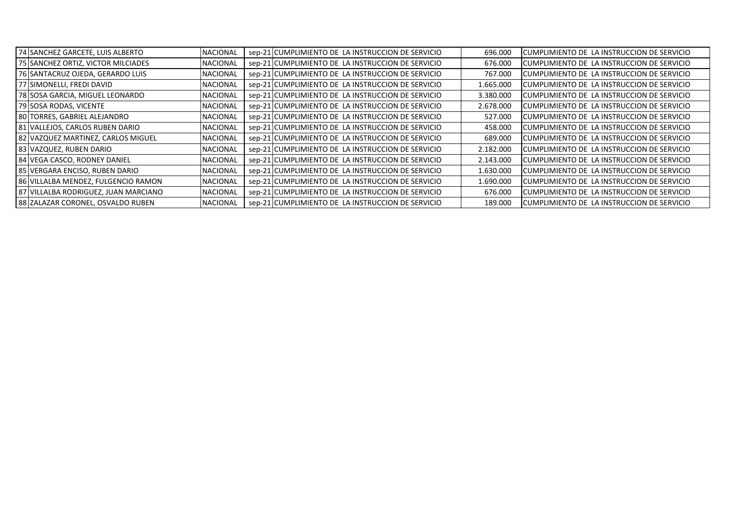| | | | | | | |
|---|---|---|---|---|---|---|
| 74 | SANCHEZ GARCETE, LUIS ALBERTO | NACIONAL | sep-21 | CUMPLIMIENTO DE LA INSTRUCCION DE SERVICIO | 696.000 | CUMPLIMIENTO DE LA INSTRUCCION DE SERVICIO |
| 75 | SANCHEZ ORTIZ, VICTOR MILCIADES | NACIONAL | sep-21 | CUMPLIMIENTO DE LA INSTRUCCION DE SERVICIO | 676.000 | CUMPLIMIENTO DE LA INSTRUCCION DE SERVICIO |
| 76 | SANTACRUZ OJEDA, GERARDO LUIS | NACIONAL | sep-21 | CUMPLIMIENTO DE LA INSTRUCCION DE SERVICIO | 767.000 | CUMPLIMIENTO DE LA INSTRUCCION DE SERVICIO |
| 77 | SIMONELLI, FREDI DAVID | NACIONAL | sep-21 | CUMPLIMIENTO DE LA INSTRUCCION DE SERVICIO | 1.665.000 | CUMPLIMIENTO DE LA INSTRUCCION DE SERVICIO |
| 78 | SOSA GARCIA, MIGUEL LEONARDO | NACIONAL | sep-21 | CUMPLIMIENTO DE LA INSTRUCCION DE SERVICIO | 3.380.000 | CUMPLIMIENTO DE LA INSTRUCCION DE SERVICIO |
| 79 | SOSA RODAS, VICENTE | NACIONAL | sep-21 | CUMPLIMIENTO DE LA INSTRUCCION DE SERVICIO | 2.678.000 | CUMPLIMIENTO DE LA INSTRUCCION DE SERVICIO |
| 80 | TORRES, GABRIEL ALEJANDRO | NACIONAL | sep-21 | CUMPLIMIENTO DE LA INSTRUCCION DE SERVICIO | 527.000 | CUMPLIMIENTO DE LA INSTRUCCION DE SERVICIO |
| 81 | VALLEJOS, CARLOS RUBEN DARIO | NACIONAL | sep-21 | CUMPLIMIENTO DE LA INSTRUCCION DE SERVICIO | 458.000 | CUMPLIMIENTO DE LA INSTRUCCION DE SERVICIO |
| 82 | VAZQUEZ MARTINEZ, CARLOS MIGUEL | NACIONAL | sep-21 | CUMPLIMIENTO DE LA INSTRUCCION DE SERVICIO | 689.000 | CUMPLIMIENTO DE LA INSTRUCCION DE SERVICIO |
| 83 | VAZQUEZ, RUBEN DARIO | NACIONAL | sep-21 | CUMPLIMIENTO DE LA INSTRUCCION DE SERVICIO | 2.182.000 | CUMPLIMIENTO DE LA INSTRUCCION DE SERVICIO |
| 84 | VEGA CASCO, RODNEY DANIEL | NACIONAL | sep-21 | CUMPLIMIENTO DE LA INSTRUCCION DE SERVICIO | 2.143.000 | CUMPLIMIENTO DE LA INSTRUCCION DE SERVICIO |
| 85 | VERGARA ENCISO, RUBEN DARIO | NACIONAL | sep-21 | CUMPLIMIENTO DE LA INSTRUCCION DE SERVICIO | 1.630.000 | CUMPLIMIENTO DE LA INSTRUCCION DE SERVICIO |
| 86 | VILLALBA MENDEZ, FULGENCIO RAMON | NACIONAL | sep-21 | CUMPLIMIENTO DE LA INSTRUCCION DE SERVICIO | 1.690.000 | CUMPLIMIENTO DE LA INSTRUCCION DE SERVICIO |
| 87 | VILLALBA RODRIGUEZ, JUAN MARCIANO | NACIONAL | sep-21 | CUMPLIMIENTO DE LA INSTRUCCION DE SERVICIO | 676.000 | CUMPLIMIENTO DE LA INSTRUCCION DE SERVICIO |
| 88 | ZALAZAR CORONEL, OSVALDO RUBEN | NACIONAL | sep-21 | CUMPLIMIENTO DE LA INSTRUCCION DE SERVICIO | 189.000 | CUMPLIMIENTO DE LA INSTRUCCION DE SERVICIO |